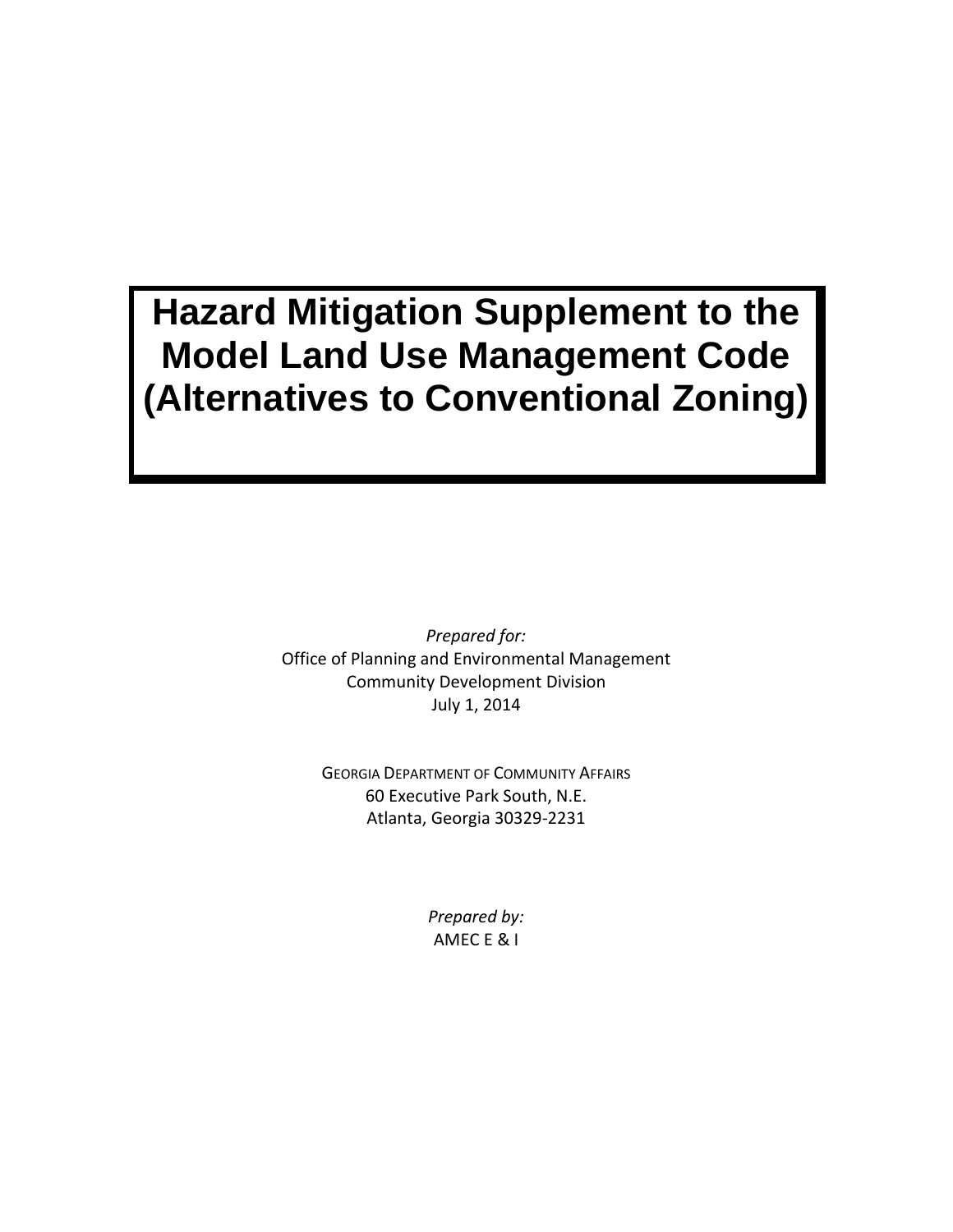# Hazard Mitigation Supplement to the Model Land Use Management Code (Alternatives to Conventional Zoning)

*Prepared for:*
Office of Planning and Environmental Management
Community Development Division
July 1, 2014

GEORGIA DEPARTMENT OF COMMUNITY AFFAIRS
60 Executive Park South, N.E.
Atlanta, Georgia 30329-2231

*Prepared by:*
AMEC E & I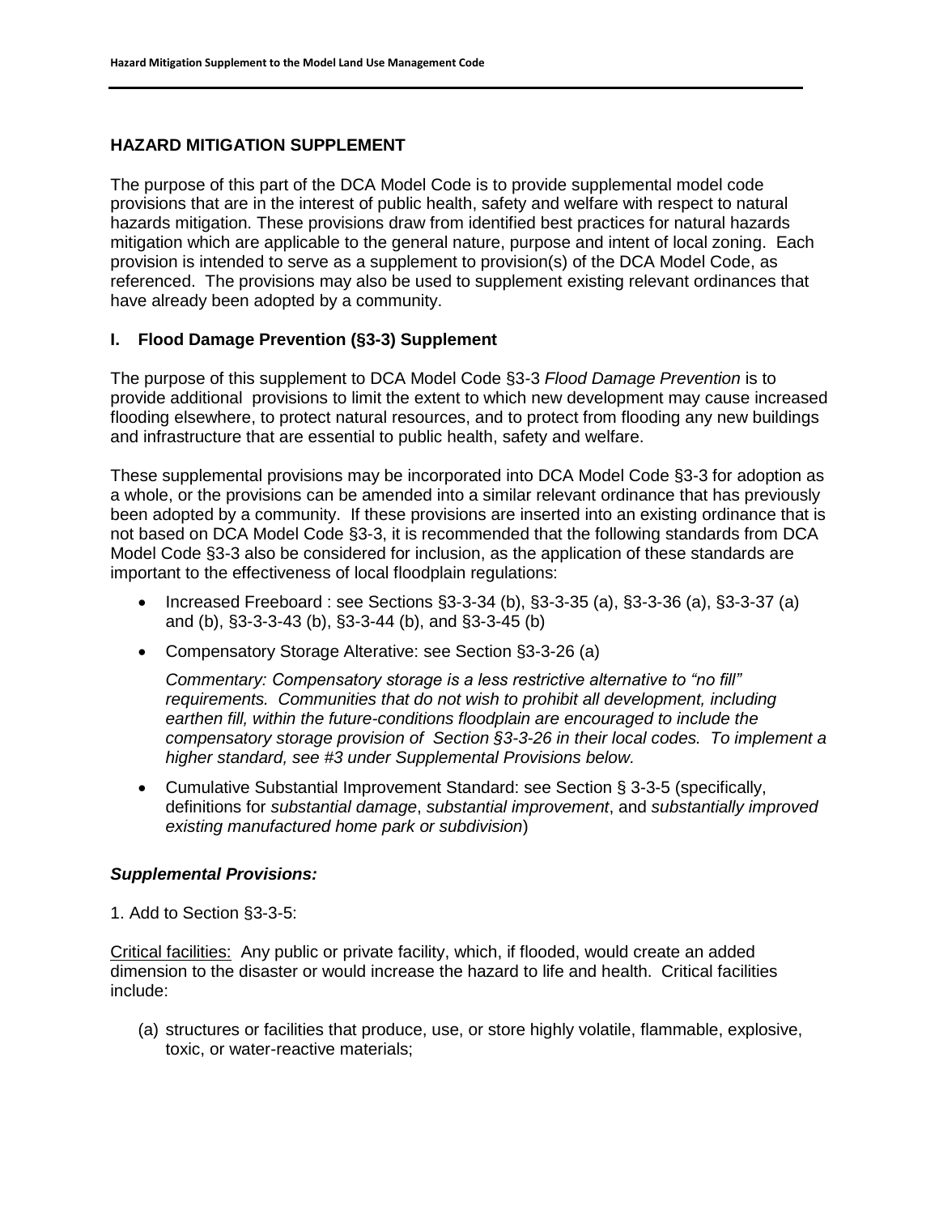## HAZARD MITIGATION SUPPLEMENT

The purpose of this part of the DCA Model Code is to provide supplemental model code provisions that are in the interest of public health, safety and welfare with respect to natural hazards mitigation. These provisions draw from identified best practices for natural hazards mitigation which are applicable to the general nature, purpose and intent of local zoning. Each provision is intended to serve as a supplement to provision(s) of the DCA Model Code, as referenced. The provisions may also be used to supplement existing relevant ordinances that have already been adopted by a community.

### I. Flood Damage Prevention (§3-3) Supplement

The purpose of this supplement to DCA Model Code §3-3 *Flood Damage Prevention* is to provide additional provisions to limit the extent to which new development may cause increased flooding elsewhere, to protect natural resources, and to protect from flooding any new buildings and infrastructure that are essential to public health, safety and welfare.

These supplemental provisions may be incorporated into DCA Model Code §3-3 for adoption as a whole, or the provisions can be amended into a similar relevant ordinance that has previously been adopted by a community. If these provisions are inserted into an existing ordinance that is not based on DCA Model Code §3-3, it is recommended that the following standards from DCA Model Code §3-3 also be considered for inclusion, as the application of these standards are important to the effectiveness of local floodplain regulations:

- Increased Freeboard : see Sections §3-3-34 (b), §3-3-35 (a), §3-3-36 (a), §3-3-37 (a) and (b), §3-3-3-43 (b), §3-3-44 (b), and §3-3-45 (b)
- Compensatory Storage Alterative: see Section §3-3-26 (a)

  *Commentary: Compensatory storage is a less restrictive alternative to "no fill" requirements. Communities that do not wish to prohibit all development, including earthen fill, within the future-conditions floodplain are encouraged to include the compensatory storage provision of Section §3-3-26 in their local codes. To implement a higher standard, see #3 under Supplemental Provisions below.*

- Cumulative Substantial Improvement Standard: see Section § 3-3-5 (specifically, definitions for *substantial damage*, *substantial improvement*, and *substantially improved existing manufactured home park or subdivision*)

#### *Supplemental Provisions:*

1. Add to Section §3-3-5:

Critical facilities: Any public or private facility, which, if flooded, would create an added dimension to the disaster or would increase the hazard to life and health. Critical facilities include:

(a) structures or facilities that produce, use, or store highly volatile, flammable, explosive, toxic, or water-reactive materials;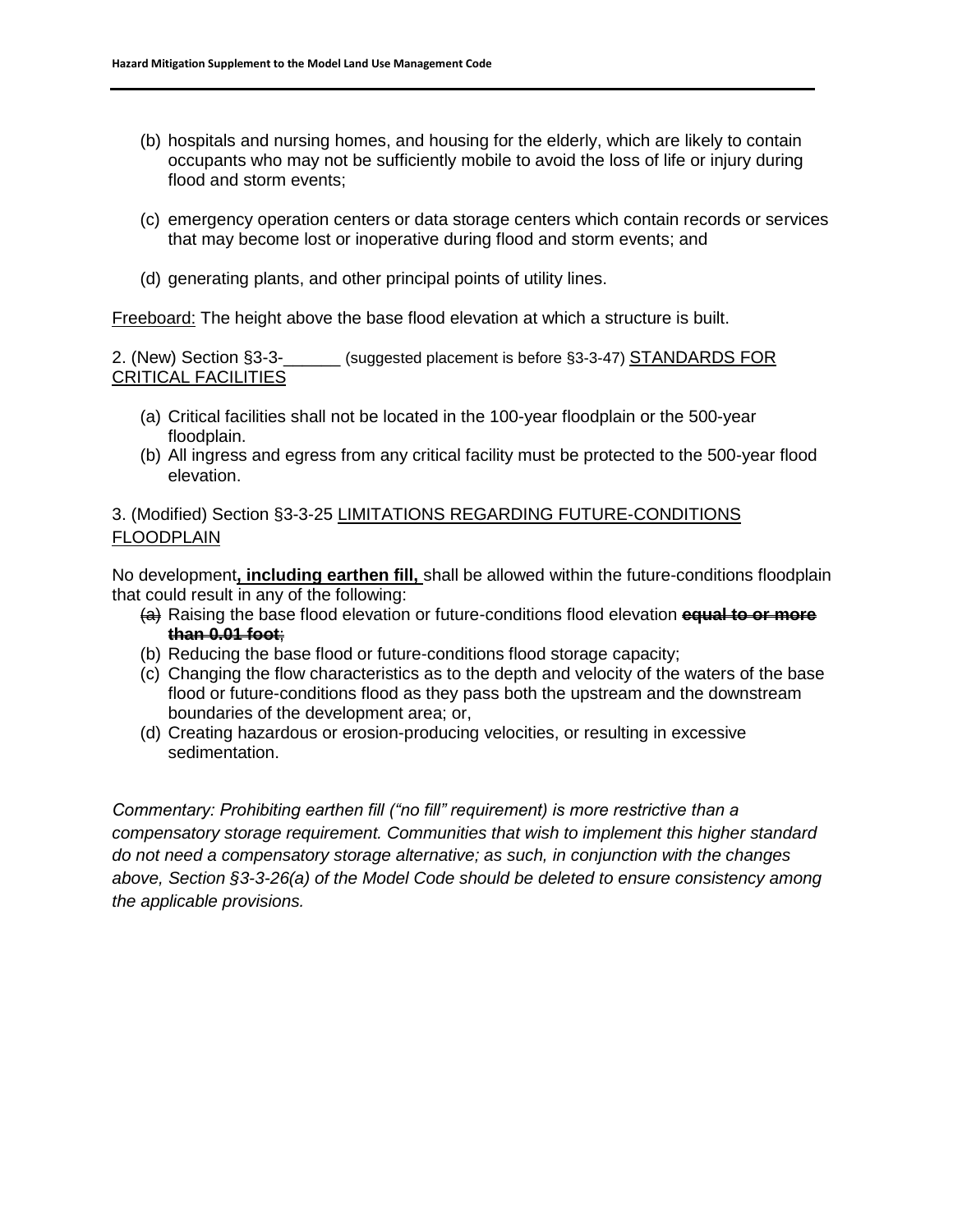(b) hospitals and nursing homes, and housing for the elderly, which are likely to contain occupants who may not be sufficiently mobile to avoid the loss of life or injury during flood and storm events;

(c) emergency operation centers or data storage centers which contain records or services that may become lost or inoperative during flood and storm events; and

(d) generating plants, and other principal points of utility lines.

<u>Freeboard:</u> The height above the base flood elevation at which a structure is built.

2. (New) Section §3-3-______ (suggested placement is before §3-3-47) <u>STANDARDS FOR CRITICAL FACILITIES</u>

(a) Critical facilities shall not be located in the 100-year floodplain or the 500-year floodplain.
(b) All ingress and egress from any critical facility must be protected to the 500-year flood elevation.

3. (Modified) Section §3-3-25 <u>LIMITATIONS REGARDING FUTURE-CONDITIONS FLOODPLAIN</u>

No development<u>**, including earthen fill,**</u> shall be allowed within the future-conditions floodplain that could result in any of the following:

~~(a)~~ Raising the base flood elevation or future-conditions flood elevation ~~**equal to or more than 0.01 foot**~~;
(b) Reducing the base flood or future-conditions flood storage capacity;
(c) Changing the flow characteristics as to the depth and velocity of the waters of the base flood or future-conditions flood as they pass both the upstream and the downstream boundaries of the development area; or,
(d) Creating hazardous or erosion-producing velocities, or resulting in excessive sedimentation.

*Commentary: Prohibiting earthen fill ("no fill" requirement) is more restrictive than a compensatory storage requirement. Communities that wish to implement this higher standard do not need a compensatory storage alternative; as such, in conjunction with the changes above, Section §3-3-26(a) of the Model Code should be deleted to ensure consistency among the applicable provisions.*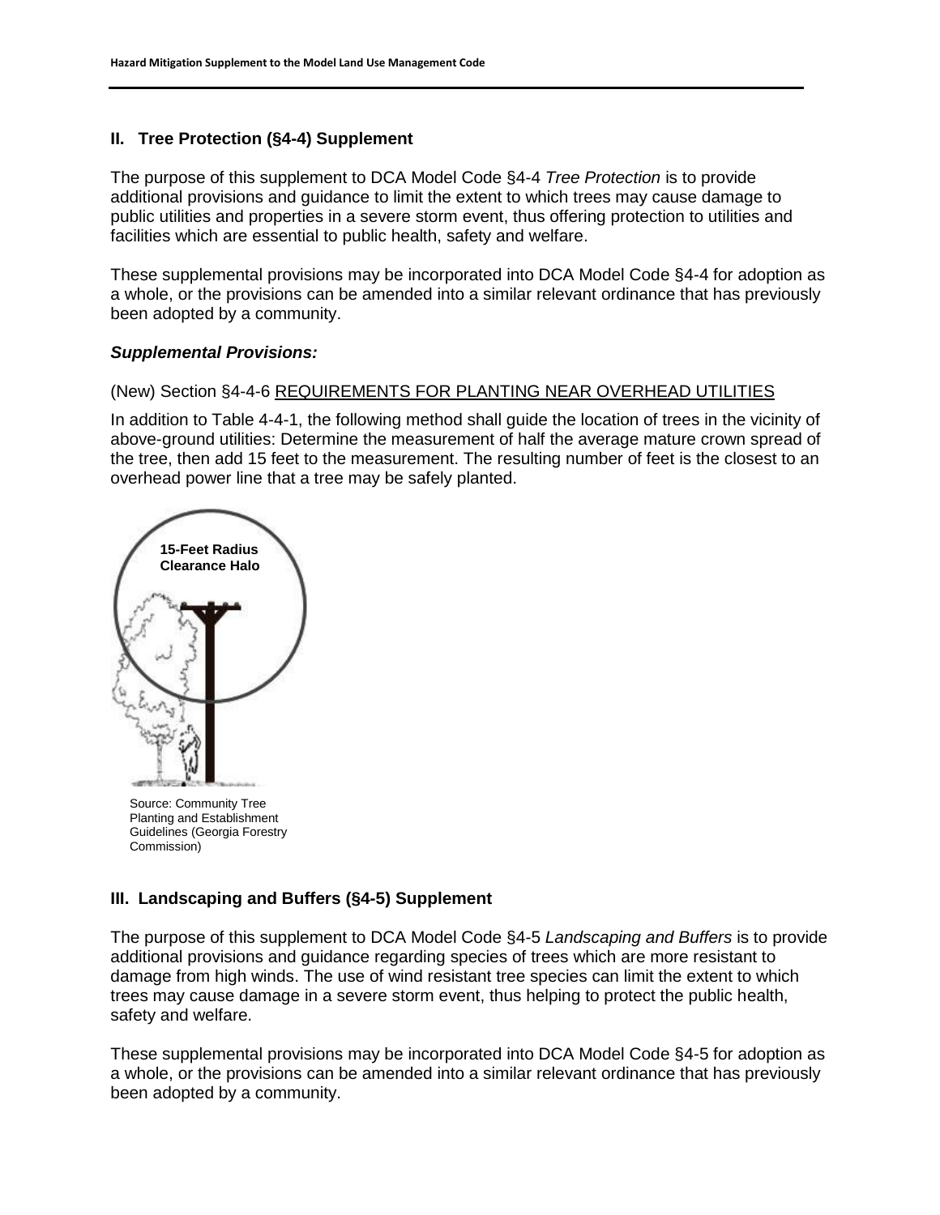## II. Tree Protection (§4-4) Supplement

The purpose of this supplement to DCA Model Code §4-4 *Tree Protection* is to provide additional provisions and guidance to limit the extent to which trees may cause damage to public utilities and properties in a severe storm event, thus offering protection to utilities and facilities which are essential to public health, safety and welfare.

These supplemental provisions may be incorporated into DCA Model Code §4-4 for adoption as a whole, or the provisions can be amended into a similar relevant ordinance that has previously been adopted by a community.

***Supplemental Provisions:***

(New) Section §4-4-6 REQUIREMENTS FOR PLANTING NEAR OVERHEAD UTILITIES

In addition to Table 4-4-1, the following method shall guide the location of trees in the vicinity of above-ground utilities: Determine the measurement of half the average mature crown spread of the tree, then add 15 feet to the measurement. The resulting number of feet is the closest to an overhead power line that a tree may be safely planted.

**15-Feet Radius Clearance Halo**

Source: Community Tree Planting and Establishment Guidelines (Georgia Forestry Commission)

## III. Landscaping and Buffers (§4-5) Supplement

The purpose of this supplement to DCA Model Code §4-5 *Landscaping and Buffers* is to provide additional provisions and guidance regarding species of trees which are more resistant to damage from high winds. The use of wind resistant tree species can limit the extent to which trees may cause damage in a severe storm event, thus helping to protect the public health, safety and welfare.

These supplemental provisions may be incorporated into DCA Model Code §4-5 for adoption as a whole, or the provisions can be amended into a similar relevant ordinance that has previously been adopted by a community.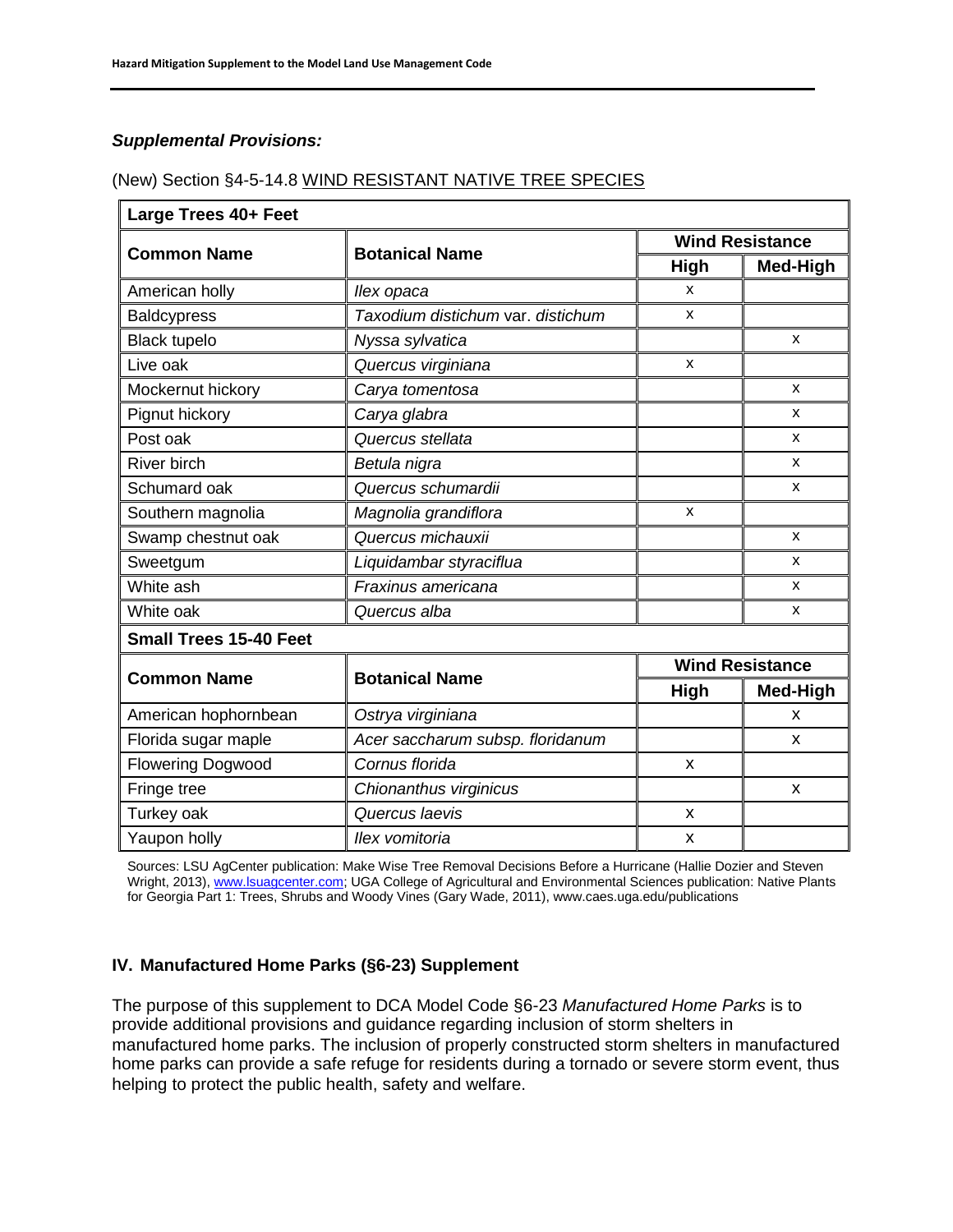***Supplemental Provisions:***

(New) Section §4-5-14.8 WIND RESISTANT NATIVE TREE SPECIES

| **Large Trees 40+ Feet** | | | |
|---|---|---|---|
| **Common Name** | **Botanical Name** | **Wind Resistance** | |
| | | **High** | **Med-High** |
| American holly | *Ilex opaca* | x | |
| Baldcypress | *Taxodium distichum* var. *distichum* | x | |
| Black tupelo | *Nyssa sylvatica* | | x |
| Live oak | *Quercus virginiana* | x | |
| Mockernut hickory | *Carya tomentosa* | | x |
| Pignut hickory | *Carya glabra* | | x |
| Post oak | *Quercus stellata* | | x |
| River birch | *Betula nigra* | | x |
| Schumard oak | *Quercus schumardii* | | x |
| Southern magnolia | *Magnolia grandiflora* | x | |
| Swamp chestnut oak | *Quercus michauxii* | | x |
| Sweetgum | *Liquidambar styraciflua* | | x |
| White ash | *Fraxinus americana* | | x |
| White oak | *Quercus alba* | | x |
| **Small Trees 15-40 Feet** | | | |
| **Common Name** | **Botanical Name** | **Wind Resistance** | |
| | | **High** | **Med-High** |
| American hophornbean | *Ostrya virginiana* | | x |
| Florida sugar maple | *Acer saccharum subsp. floridanum* | | x |
| Flowering Dogwood | *Cornus florida* | x | |
| Fringe tree | *Chionanthus virginicus* | | x |
| Turkey oak | *Quercus laevis* | x | |
| Yaupon holly | *Ilex vomitoria* | x | |

Sources: LSU AgCenter publication: Make Wise Tree Removal Decisions Before a Hurricane (Hallie Dozier and Steven Wright, 2013), www.lsuagcenter.com; UGA College of Agricultural and Environmental Sciences publication: Native Plants for Georgia Part 1: Trees, Shrubs and Woody Vines (Gary Wade, 2011), www.caes.uga.edu/publications

## IV. Manufactured Home Parks (§6-23) Supplement

The purpose of this supplement to DCA Model Code §6-23 *Manufactured Home Parks* is to provide additional provisions and guidance regarding inclusion of storm shelters in manufactured home parks. The inclusion of properly constructed storm shelters in manufactured home parks can provide a safe refuge for residents during a tornado or severe storm event, thus helping to protect the public health, safety and welfare.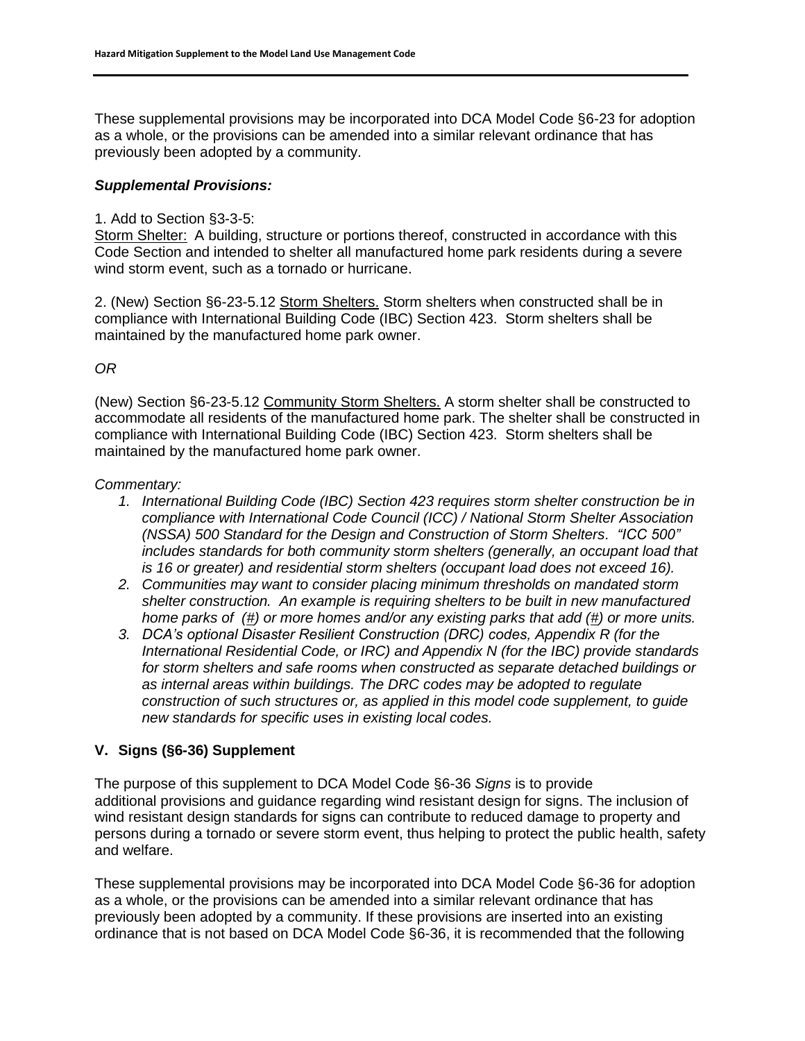These supplemental provisions may be incorporated into DCA Model Code §6-23 for adoption as a whole, or the provisions can be amended into a similar relevant ordinance that has previously been adopted by a community.

***Supplemental Provisions:***

1. Add to Section §3-3-5:

Storm Shelter: A building, structure or portions thereof, constructed in accordance with this Code Section and intended to shelter all manufactured home park residents during a severe wind storm event, such as a tornado or hurricane.

2. (New) Section §6-23-5.12 Storm Shelters. Storm shelters when constructed shall be in compliance with International Building Code (IBC) Section 423. Storm shelters shall be maintained by the manufactured home park owner.

*OR*

(New) Section §6-23-5.12 Community Storm Shelters. A storm shelter shall be constructed to accommodate all residents of the manufactured home park. The shelter shall be constructed in compliance with International Building Code (IBC) Section 423. Storm shelters shall be maintained by the manufactured home park owner.

*Commentary:*

1. *International Building Code (IBC) Section 423 requires storm shelter construction be in compliance with International Code Council (ICC) / National Storm Shelter Association (NSSA) 500 Standard for the Design and Construction of Storm Shelters. "ICC 500" includes standards for both community storm shelters (generally, an occupant load that is 16 or greater) and residential storm shelters (occupant load does not exceed 16).*
2. *Communities may want to consider placing minimum thresholds on mandated storm shelter construction. An example is requiring shelters to be built in new manufactured home parks of (#) or more homes and/or any existing parks that add (#) or more units.*
3. *DCA's optional Disaster Resilient Construction (DRC) codes, Appendix R (for the International Residential Code, or IRC) and Appendix N (for the IBC) provide standards for storm shelters and safe rooms when constructed as separate detached buildings or as internal areas within buildings. The DRC codes may be adopted to regulate construction of such structures or, as applied in this model code supplement, to guide new standards for specific uses in existing local codes.*

## V. Signs (§6-36) Supplement

The purpose of this supplement to DCA Model Code §6-36 *Signs* is to provide additional provisions and guidance regarding wind resistant design for signs. The inclusion of wind resistant design standards for signs can contribute to reduced damage to property and persons during a tornado or severe storm event, thus helping to protect the public health, safety and welfare.

These supplemental provisions may be incorporated into DCA Model Code §6-36 for adoption as a whole, or the provisions can be amended into a similar relevant ordinance that has previously been adopted by a community. If these provisions are inserted into an existing ordinance that is not based on DCA Model Code §6-36, it is recommended that the following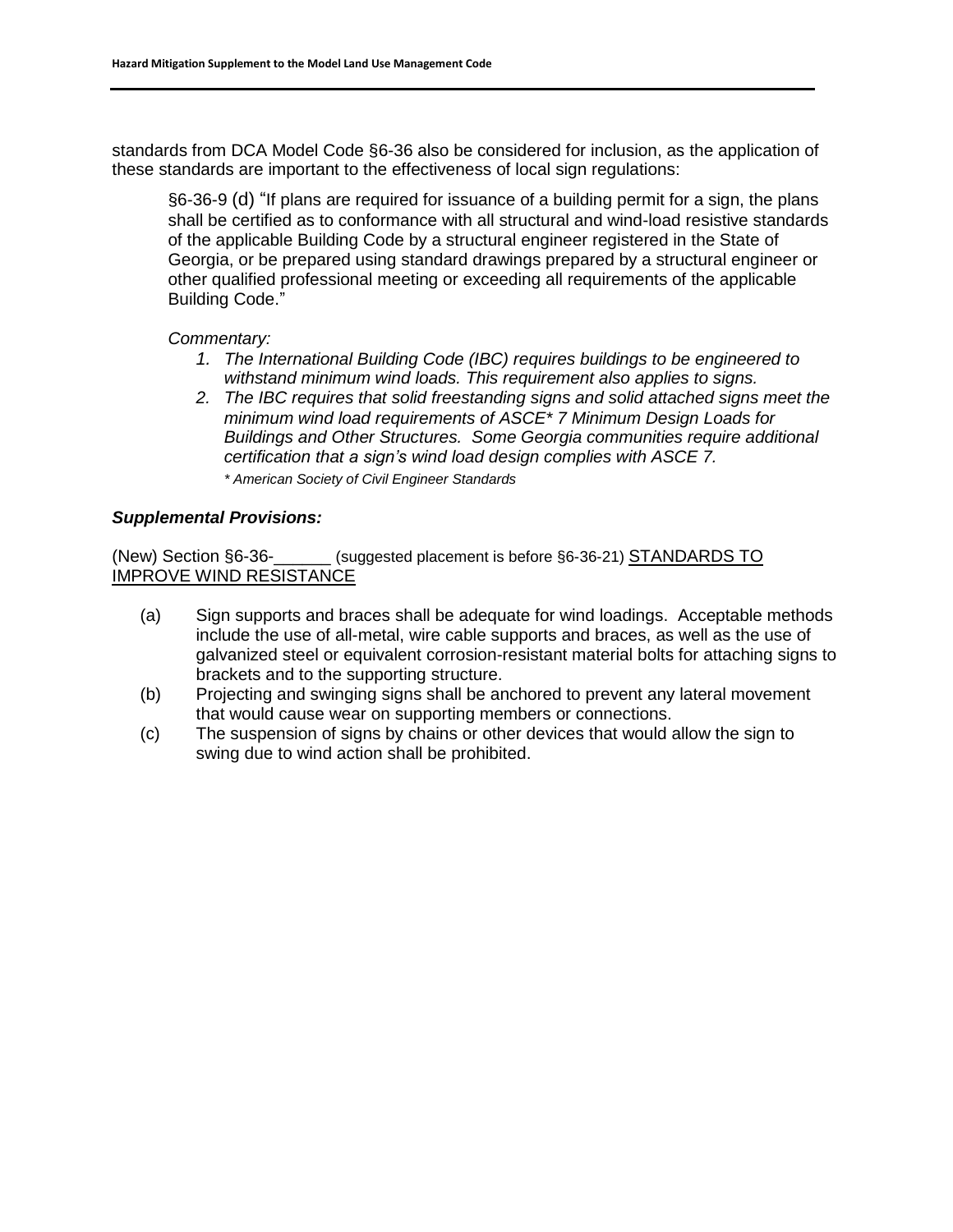standards from DCA Model Code §6-36 also be considered for inclusion, as the application of these standards are important to the effectiveness of local sign regulations:

> §6-36-9 (d) "If plans are required for issuance of a building permit for a sign, the plans shall be certified as to conformance with all structural and wind-load resistive standards of the applicable Building Code by a structural engineer registered in the State of Georgia, or be prepared using standard drawings prepared by a structural engineer or other qualified professional meeting or exceeding all requirements of the applicable Building Code."
>
> *Commentary:*
>
> 1. *The International Building Code (IBC) requires buildings to be engineered to withstand minimum wind loads. This requirement also applies to signs.*
> 2. *The IBC requires that solid freestanding signs and solid attached signs meet the minimum wind load requirements of ASCE* 7 Minimum Design Loads for Buildings and Other Structures. Some Georgia communities require additional certification that a sign's wind load design complies with ASCE 7.*
>
>    ** American Society of Civil Engineer Standards*

***Supplemental Provisions:***

(New) Section §6-36-______ (suggested placement is before §6-36-21) <u>STANDARDS TO IMPROVE WIND RESISTANCE</u>

(a) Sign supports and braces shall be adequate for wind loadings. Acceptable methods include the use of all-metal, wire cable supports and braces, as well as the use of galvanized steel or equivalent corrosion-resistant material bolts for attaching signs to brackets and to the supporting structure.

(b) Projecting and swinging signs shall be anchored to prevent any lateral movement that would cause wear on supporting members or connections.

(c) The suspension of signs by chains or other devices that would allow the sign to swing due to wind action shall be prohibited.